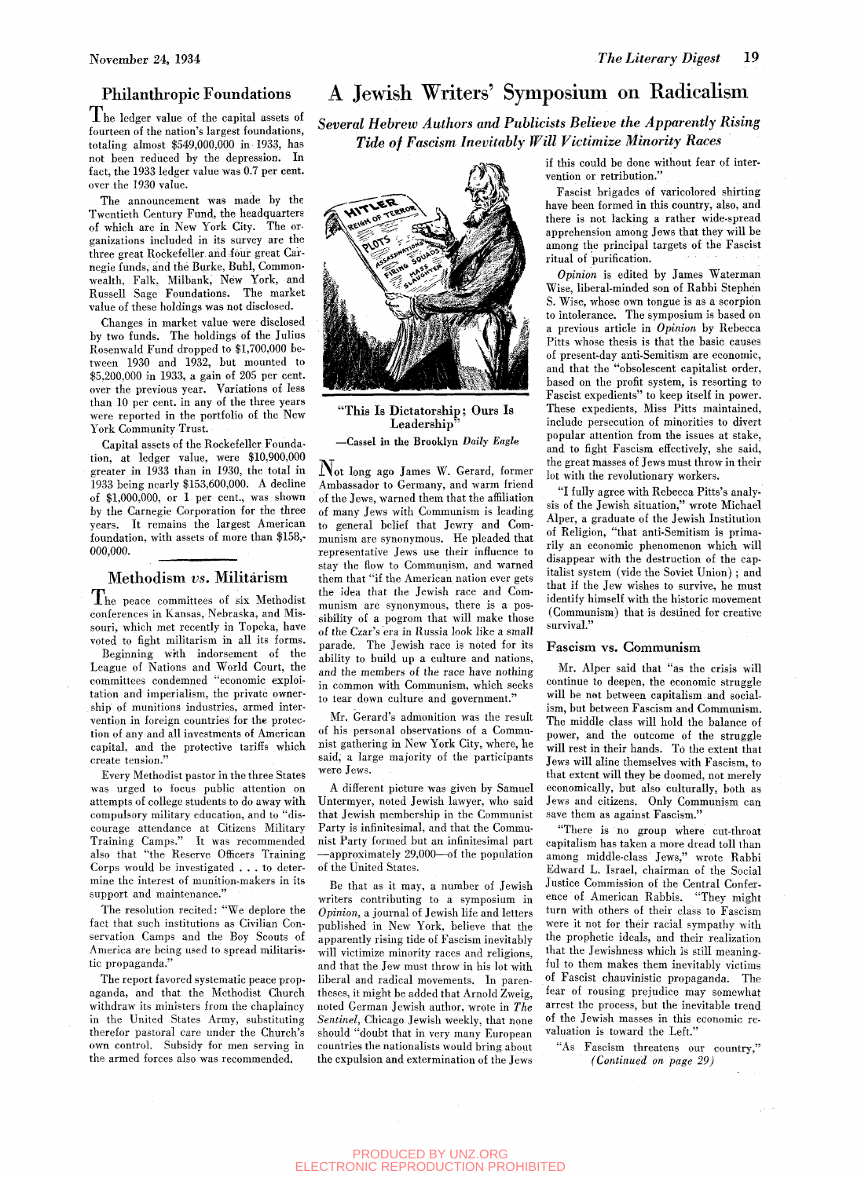## Philanthropic Foundations

The ledger value of the capital assets of fourteen of the nation's largest foundations, totaling almost $549,000,000 in 1933, has not been reduced by the depression. In fact, the 1933 ledger value was 0.7 per cent. over the 1930 value.

The announcement was made by the Twentieth Century Fund, the headquarters of which are in New York City. The organizations included in its survey are the three great Rockefeller and four great Carnegie funds, and the Burke, Buhl, Commonwealth, Falk, Milbank, New York, and Russell Sage Foundations. The market value of these holdings was not disclosed.

Changes in market value were disclosed by two funds. The holdings of the Julius Rosenwald Fund dropped to $1,700,000 between 1930 and 1932, but mounted to $5,200,000 in 1933, a gain of 205 per cent. over the previous year. Variations of less than 10 per cent. in any of the three years were reported in the portfolio of the New York Community Trust.

Capital assets of the Rockefeller Foundation, at ledger value, were $10,900,000 greater in 1933 than in 1930, the total in 1933 being nearly $153,600,000. A decline of $1,000,000, or 1 per cent., was shown by the Carnegie Corporation for the three years. It remains the largest American foundation, with assets of more than $158,000,000.

## Methodism *vs.* Militarism

The peace committees of six Methodist conferences in Kansas, Nebraska, and Missouri, which met recently in Topeka, have voted to fight militarism in all its forms.

Beginning with indorsement of the League of Nations and World Court, the committees condemned "economic exploitation and imperialism, the private ownership of munitions industries, armed intervention in foreign countries for the protection of any and all investments of American capital, and the protective tariffs which create tension."

Every Methodist pastor in the three States was urged to focus public attention on attempts of college students to do away with compulsory military education, and to "discourage attendance at Citizens Military Training Camps." It was recommended also that "the Reserve Officers Training Corps would be investigated . . . to determine the interest of munition-makers in its support and maintenance."

The resolution recited: "We deplore the fact that such institutions as Civilian Conservation Camps and the Boy Scouts of America are being used to spread militaristic propaganda."

The report favored systematic peace propaganda, and that the Methodist Church withdraw its ministers from the chaplaincy in the United States Army, substituting therefor pastoral care under the Church's own control. Subsidy for men serving in the armed forces also was recommended.

# A Jewish Writers' Symposium on Radicalism

***Several Hebrew Authors and Publicists Believe the Apparently Rising Tide of Fascism Inevitably Will Victimize Minority Races***

"This Is Dictatorship; Ours Is Leadership"

—Cassel in the Brooklyn *Daily Eagle*

Not long ago James W. Gerard, former Ambassador to Germany, and warm friend of the Jews, warned them that the affiliation of many Jews with Communism is leading to general belief that Jewry and Communism are synonymous. He pleaded that representative Jews use their influence to stay the flow to Communism, and warned them that "if the American nation ever gets the idea that the Jewish race and Communism are synonymous, there is a possibility of a pogrom that will make those of the Czar's era in Russia look like a small parade. The Jewish race is noted for its ability to build up a culture and nations, and the members of the race have nothing in common with Communism, which seeks to tear down culture and government."

Mr. Gerard's admonition was the result of his personal observations of a Communist gathering in New York City, where, he said, a large majority of the participants were Jews.

A different picture was given by Samuel Untermyer, noted Jewish lawyer, who said that Jewish membership in the Communist Party is infinitesimal, and that the Communist Party formed but an infinitesimal part—approximately 29,000—of the population of the United States.

Be that as it may, a number of Jewish writers contributing to a symposium in *Opinion*, a journal of Jewish life and letters published in New York, believe that the apparently rising tide of Fascism inevitably will victimize minority races and religions, and that the Jew must throw in his lot with liberal and radical movements. In parentheses, it might be added that Arnold Zweig, noted German Jewish author, wrote in *The Sentinel*, Chicago Jewish weekly, that none should "doubt that in very many European countries the nationalists would bring about the expulsion and extermination of the Jews if this could be done without fear of intervention or retribution."

Fascist brigades of varicolored shirting have been formed in this country, also, and there is not lacking a rather wide-spread apprehension among Jews that they will be among the principal targets of the Fascist ritual of purification.

*Opinion* is edited by James Waterman Wise, liberal-minded son of Rabbi Stephen S. Wise, whose own tongue is as a scorpion to intolerance. The symposium is based on a previous article in *Opinion* by Rebecca Pitts whose thesis is that the basic causes of present-day anti-Semitism are economic, and that the "obsolescent capitalist order, based on the profit system, is resorting to Fascist expedients" to keep itself in power. These expedients, Miss Pitts maintained, include persecution of minorities to divert popular attention from the issues at stake, and to fight Fascism effectively, she said, the great masses of Jews must throw in their lot with the revolutionary workers.

"I fully agree with Rebecca Pitts's analysis of the Jewish situation," wrote Michael Alper, a graduate of the Jewish Institution of Religion, "that anti-Semitism is primarily an economic phenomenon which will disappear with the destruction of the capitalist system (vide the Soviet Union); and that if the Jew wishes to survive, he must identify himself with the historic movement (Communism) that is destined for creative survival."

### Fascism vs. Communism

Mr. Alper said that "as the crisis will continue to deepen, the economic struggle will be not between capitalism and socialism, but between Fascism and Communism. The middle class will hold the balance of power, and the outcome of the struggle will rest in their hands. To the extent that Jews will aline themselves with Fascism, to that extent will they be doomed, not merely economically, but also culturally, both as Jews and citizens. Only Communism can save them as against Fascism."

"There is no group where cut-throat capitalism has taken a more dread toll than among middle-class Jews," wrote Rabbi Edward L. Israel, chairman of the Social Justice Commission of the Central Conference of American Rabbis. "They might turn with others of their class to Fascism were it not for their racial sympathy with the prophetic ideals, and their realization that the Jewishness which is still meaningful to them makes them inevitably victims of Fascist chauvinistic propaganda. The fear of rousing prejudice may somewhat arrest the process, but the inevitable trend of the Jewish masses in this economic revaluation is toward the Left."

"As Fascism threatens our country,"

*(Continued on page 29)*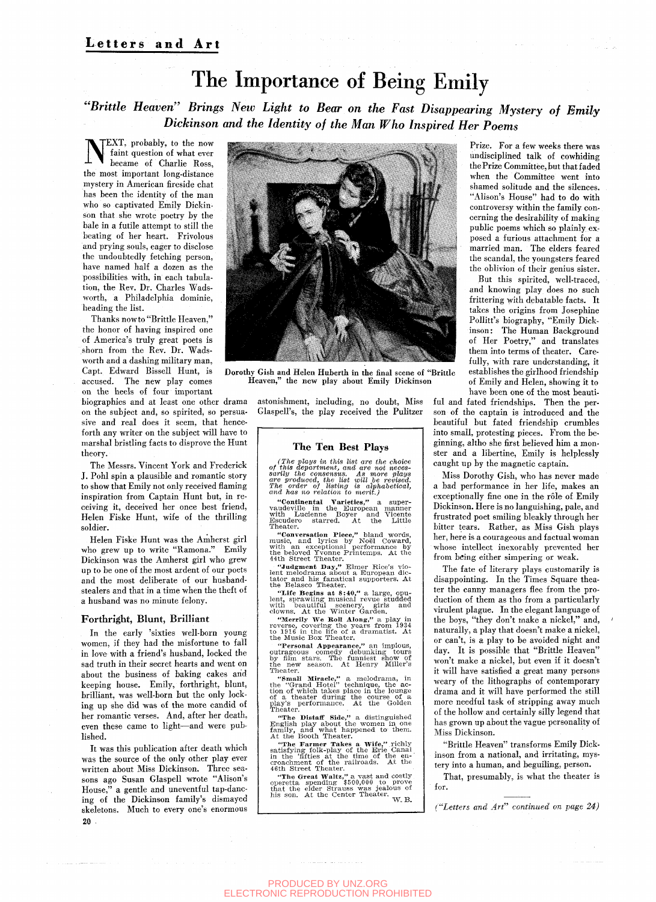## Letters and Art

# The Importance of Being Emily

### *"Brittle Heaven" Brings New Light to Bear on the Fast Disappearing Mystery of Emily Dickinson and the Identity of the Man Who Inspired Her Poems*

NEXT, probably, to the now faint question of what ever became of Charlie Ross, the most important long-distance mystery in American fireside chat has been the identity of the man who so captivated Emily Dickinson that she wrote poetry by the bale in a futile attempt to still the beating of her heart. Frivolous and prying souls, eager to disclose the undoubtedly fetching person, have named half a dozen as the possibilities with, in each tabulation, the Rev. Dr. Charles Wadsworth, a Philadelphia dominie, heading the list.

Thanks now to "Brittle Heaven," the honor of having inspired one of America's truly great poets is shorn from the Rev. Dr. Wadsworth and a dashing military man, Capt. Edward Bissell Hunt, is accused. The new play comes on the heels of four important biographies and at least one other drama on the subject and, so spirited, so persuasive and real does it seem, that henceforth any writer on the subject will have to marshal bristling facts to disprove the Hunt theory.

Dorothy Gish and Helen Huberth in the final scene of "Brittle Heaven," the new play about Emily Dickinson

The Messrs. Vincent York and Frederick J. Pohl spin a plausible and romantic story to show that Emily not only received flaming inspiration from Captain Hunt but, in receiving it, deceived her once best friend, Helen Fiske Hunt, wife of the thrilling soldier.

Helen Fiske Hunt was the Amherst girl who grew up to write "Ramona." Emily Dickinson was the Amherst girl who grew up to be one of the most ardent of our poets and the most deliberate of our husband-stealers and that in a time when the theft of a husband was no minute felony.

### Forthright, Blunt, Brilliant

In the early 'sixties well-born young women, if they had the misfortune to fall in love with a friend's husband, locked the sad truth in their secret hearts and went on about the business of baking cakes and keeping house. Emily, forthright, blunt, brilliant, was well-born but the only locking up she did was of the more candid of her romantic verses. And, after her death, even these came to light—and were published.

It was this publication after death which was the source of the only other play ever written about Miss Dickinson. Three seasons ago Susan Glaspell wrote "Alison's House," a gentle and uneventful tap-dancing of the Dickinson family's dismayed skeletons. Much to every one's enormous astonishment, including, no doubt, Miss Glaspell's, the play received the Pulitzer Prize. For a few weeks there was undisciplined talk of cowhiding the Prize Committee, but that faded when the Committee went into shamed solitude and the silences. "Alison's House" had to do with controversy within the family concerning the desirability of making public poems which so plainly exposed a furious attachment for a married man. The elders feared the scandal, the youngsters feared the oblivion of their genius sister.

But this spirited, well-traced, and knowing play does no such frittering with debatable facts. It takes the origins from Josephine Pollitt's biography, "Emily Dickinson: The Human Background of Her Poetry," and translates them into terms of theater. Carefully, with rare understanding, it establishes the girlhood friendship of Emily and Helen, showing it to have been one of the most beautiful and fated friendships. Then the person of the captain is introduced and the beautiful but fated friendship crumbles into small, protesting pieces. From the beginning, altho she first believed him a monster and a libertine, Emily is helplessly caught up by the magnetic captain.

Miss Dorothy Gish, who has never made a bad performance in her life, makes an exceptionally fine one in the rôle of Emily Dickinson. Here is no languishing, pale, and frustrated poet smiling bleakly through her bitter tears. Rather, as Miss Gish plays her, here is a courageous and factual woman whose intellect inexorably prevented her from being either simpering or weak.

The fate of literary plays customarily is disappointing. In the Times Square theater the canny managers flee from the production of them as tho from a particularly virulent plague. In the elegant language of the boys, "they don't make a nickel," and, naturally, a play that doesn't make a nickel, or can't, is a play to be avoided night and day. It is possible that "Brittle Heaven" won't make a nickel, but even if it doesn't it will have satisfied a great many persons weary of the lithographs of contemporary drama and it will have performed the still more needful task of stripping away much of the hollow and certainly silly legend that has grown up about the vague personality of Miss Dickinson.

"Brittle Heaven" transforms Emily Dickinson from a national, and irritating, mystery into a human, and beguiling, person.

That, presumably, is what the theater is for.

*("Letters and Art" continued on page 24)*

---

### The Ten Best Plays

*(The plays in this list are the choice of this department, and are not necessarily the consensus. As more plays are produced, the list will be revised. The order of listing is alphabetical, and has no relation to merit.)*

**"Continental Varieties,"** a super-vaudeville in the European manner with Lucienne Boyer and Vicente Escudero starred. At the Little Theater.

**"Conversation Piece,"** bland words, music, and lyrics by Noël Coward, with an exceptional performance by the beloved Yvonne Printemps. At the 44th Street Theater.

**"Judgment Day,"** Elmer Rice's violent melodrama about a European dictator and his fanatical supporters. At the Belasco Theater.

**"Life Begins at 8:40,"** a large, opulent, sprawling musical revue studded with beautiful scenery, girls and clowns. At the Winter Garden.

**"Merrily We Roll Along,"** a play in reverse, covering the years from 1934 to 1916 in the life of a dramatist. At the Music Box Theater.

**"Personal Appearance,"** an impious, outrageous comedy debunking tours by film stars. The funniest show of the new season. At Henry Miller's Theater.

**"Small Miracle,"** a melodrama, in the "Grand Hotel" technique, the action of which takes place in the lounge of a theater during the course of a play's performance. At the Golden Theater.

**"The Distaff Side,"** a distinguished English play about the women in one family, and what happened to them. At the Booth Theater.

**"The Farmer Takes a Wife,"** richly satisfying folk-play of the Erie Canal in the 'fifties at the time of the encroachment of the railroads. At the 46th Street Theater.

**"The Great Waltz,"** a vast and costly operetta spending $500,000 to prove that the elder Strauss was jealous of his son. At the Center Theater.

W. B.